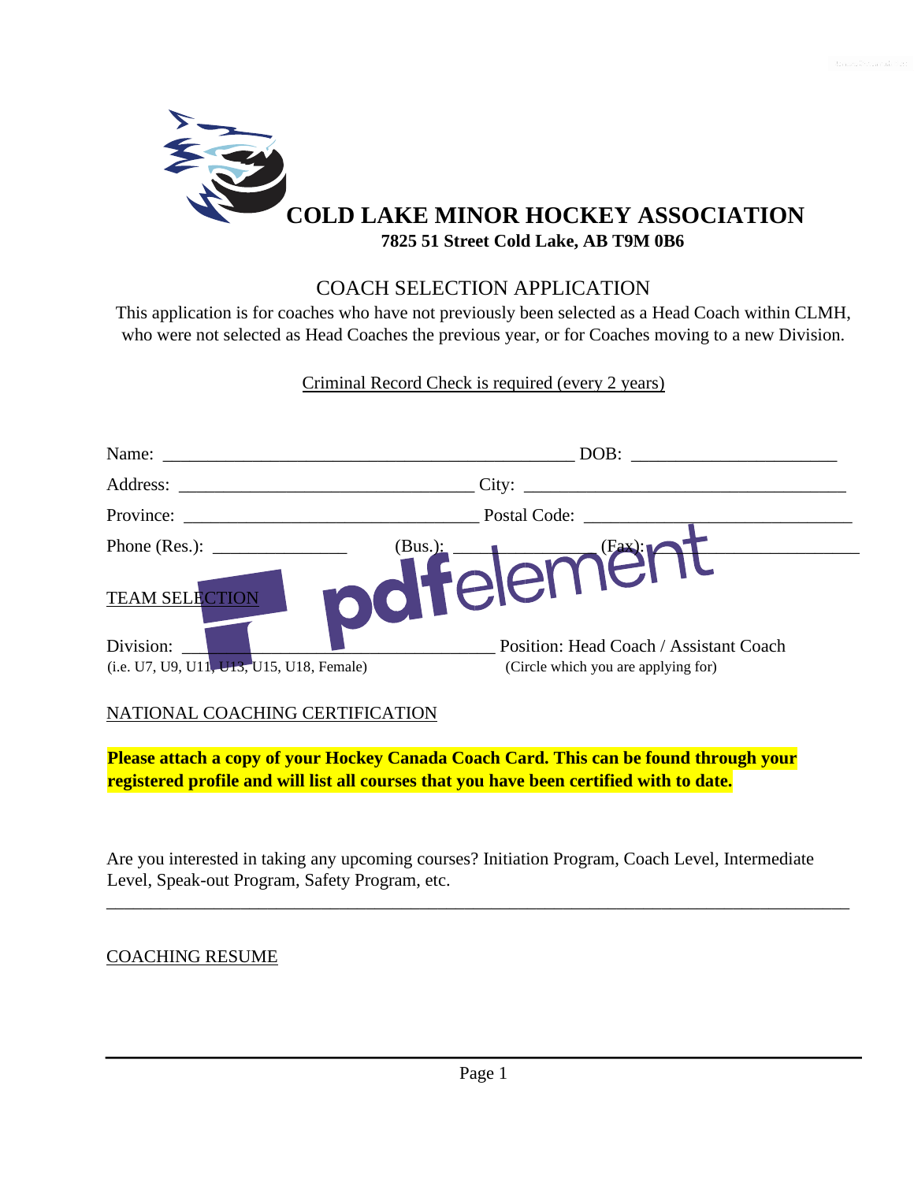# COLD LAKE MINOR HOCKEY ASSOCIATION

**7825 51 Street Cold Lake, AB T9M 0B6**

## COACH SELECTION APPLICATION

This application is for coaches who have not previously been selected as a Head Coach within CLMH, who were not selected as Head Coaches the previous year, or for Coaches moving to a new Division.

Criminal Record Check is required (every 2 years)

Name: ______________________________________________ DOB: ______________________

Address: ________________________________ City: ___________________________________

Province: ________________________________ Postal Code: ____________________________

Phone (Res.): ______________ (Bus.): ______________ (Fax): ______________

TEAM SELECTION

Division: ____________________________________ Position: Head Coach / Assistant Coach

(i.e. U7, U9, U11, U13, U15, U18, Female) (Circle which you are applying for)

NATIONAL COACHING CERTIFICATION

**Please attach a copy of your Hockey Canada Coach Card. This can be found through your registered profile and will list all courses that you have been certified with to date.**

Are you interested in taking any upcoming courses? Initiation Program, Coach Level, Intermediate Level, Speak-out Program, Safety Program, etc.

_____________________________________________________________________________________

COACHING RESUME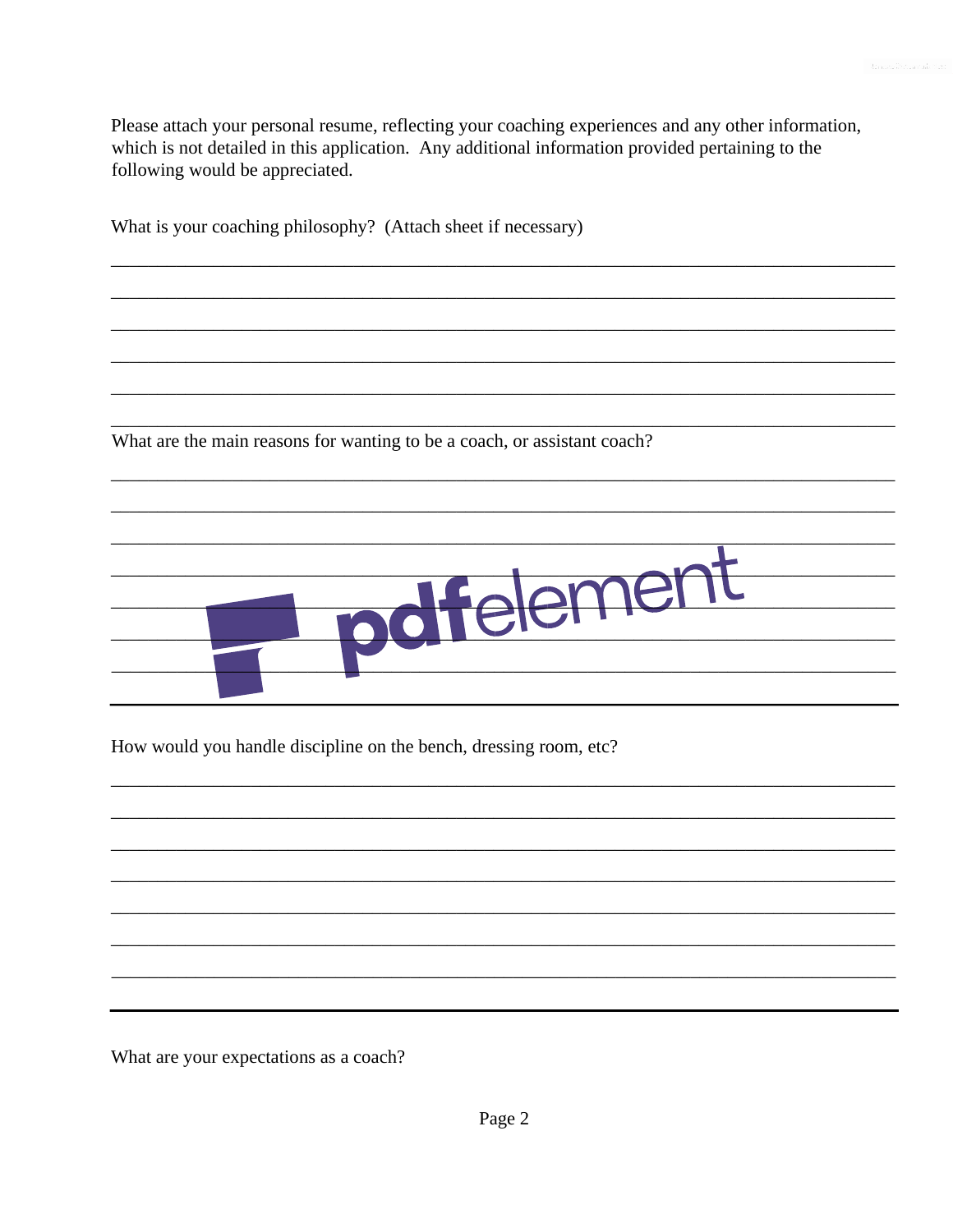Please attach your personal resume, reflecting your coaching experiences and any other information, which is not detailed in this application. Any additional information provided pertaining to the following would be appreciated.

What is your coaching philosophy? (Attach sheet if necessary)

______________________________________________________________________________

______________________________________________________________________________

______________________________________________________________________________

______________________________________________________________________________

______________________________________________________________________________

______________________________________________________________________________

What are the main reasons for wanting to be a coach, or assistant coach?

______________________________________________________________________________

______________________________________________________________________________

______________________________________________________________________________

______________________________________________________________________________

______________________________________________________________________________

______________________________________________________________________________

______________________________________________________________________________

______________________________________________________________________________

How would you handle discipline on the bench, dressing room, etc?

______________________________________________________________________________

______________________________________________________________________________

______________________________________________________________________________

______________________________________________________________________________

______________________________________________________________________________

______________________________________________________________________________

______________________________________________________________________________

______________________________________________________________________________

What are your expectations as a coach?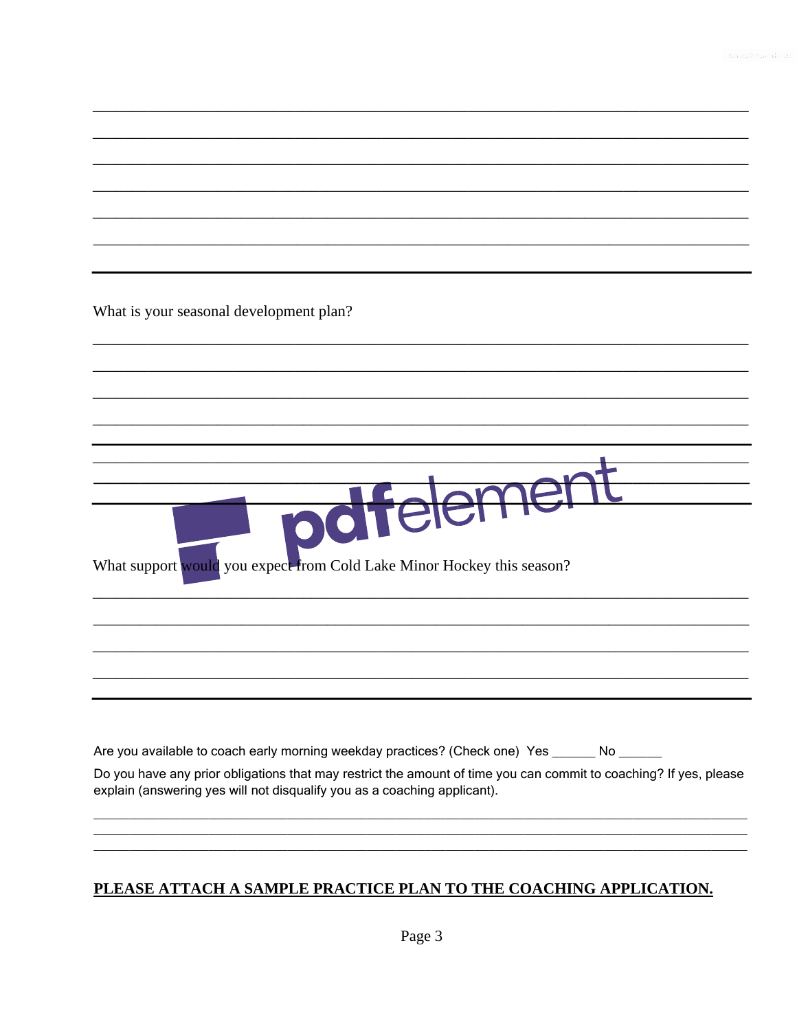What is your seasonal development plan?

What support would you expect from Cold Lake Minor Hockey this season?

Are you available to coach early morning weekday practices? (Check one) Yes ______ No ______

Do you have any prior obligations that may restrict the amount of time you can commit to coaching? If yes, please explain (answering yes will not disqualify you as a coaching applicant).

**PLEASE ATTACH A SAMPLE PRACTICE PLAN TO THE COACHING APPLICATION.**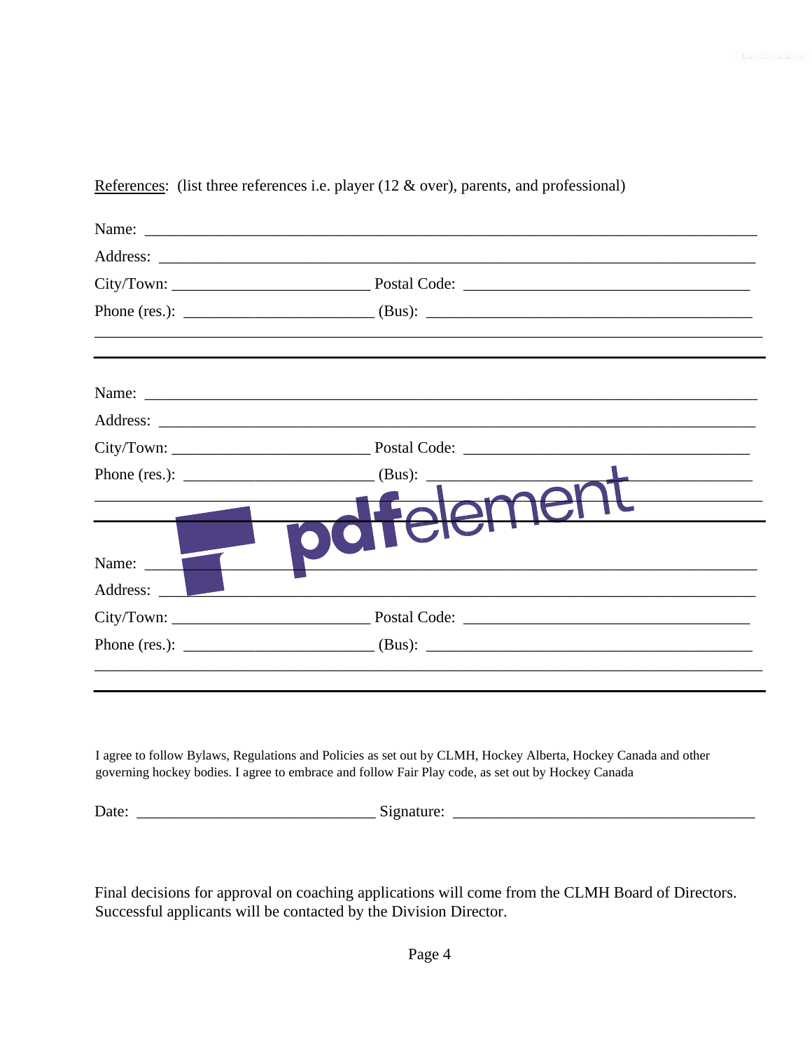References: (list three references i.e. player (12 & over), parents, and professional)

Name: ___________________________________________________________________________

Address: _________________________________________________________________________

City/Town: _________________________ Postal Code: ____________________________________

Phone (res.): ________________________ (Bus): __________________________________________

_____________________________________________________________________________________

---

Name: ___________________________________________________________________________

Address: _________________________________________________________________________

City/Town: _________________________ Postal Code: ____________________________________

Phone (res.): ________________________ (Bus): __________________________________________

_____________________________________________________________________________________

---

Name: ___________________________________________________________________________

Address: _________________________________________________________________________

City/Town: _________________________ Postal Code: ____________________________________

Phone (res.): ________________________ (Bus): __________________________________________

_____________________________________________________________________________________

---

I agree to follow Bylaws, Regulations and Policies as set out by CLMH, Hockey Alberta, Hockey Canada and other governing hockey bodies. I agree to embrace and follow Fair Play code, as set out by Hockey Canada

Date: ______________________________ Signature: ______________________________________

Final decisions for approval on coaching applications will come from the CLMH Board of Directors. Successful applicants will be contacted by the Division Director.